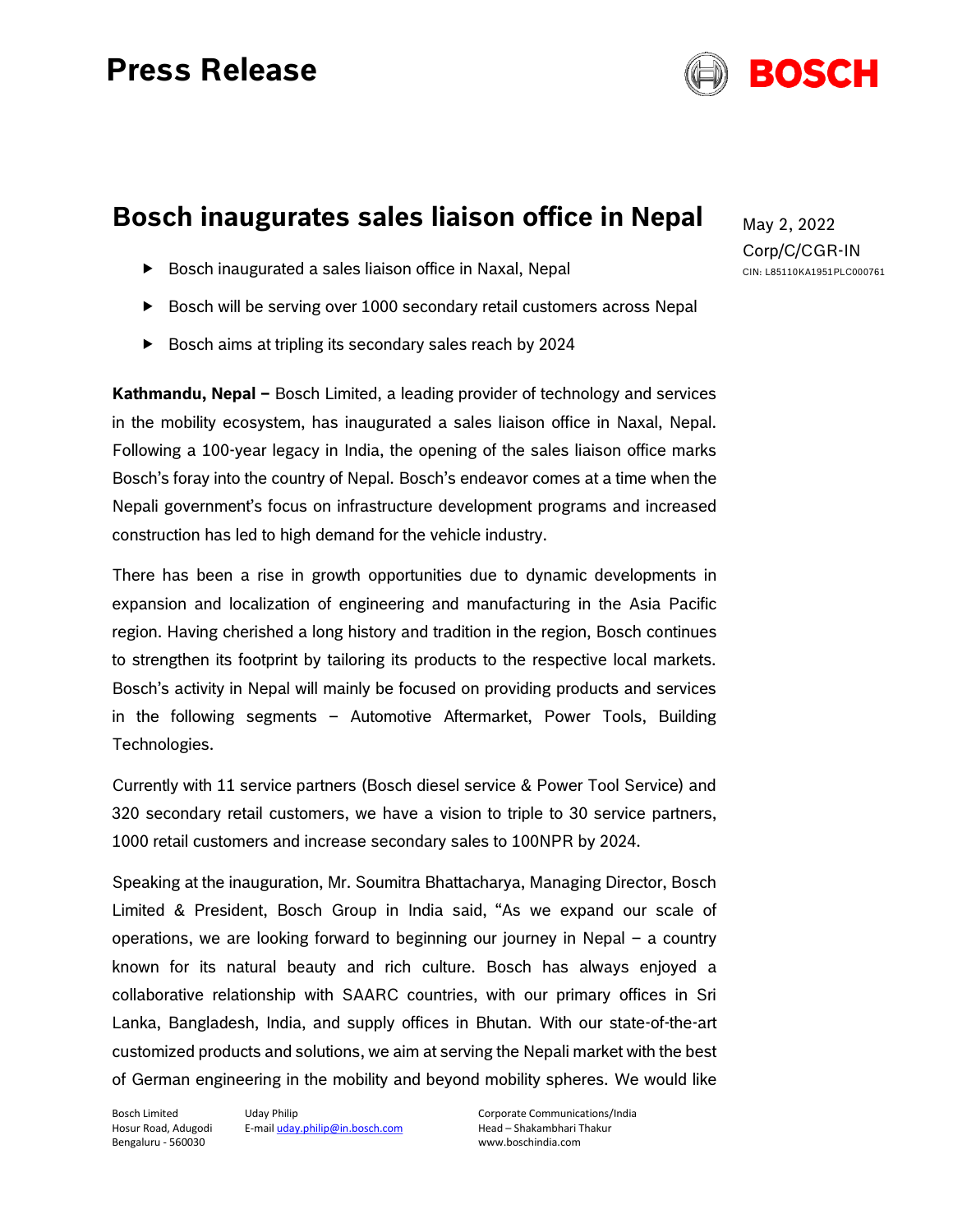# Press Release

# Bosch inaugurates sales liaison office in Nepal

May 2, 2022
Corp/C/CGR-IN
CIN: L85110KA1951PLC000761

- Bosch inaugurated a sales liaison office in Naxal, Nepal
- Bosch will be serving over 1000 secondary retail customers across Nepal
- Bosch aims at tripling its secondary sales reach by 2024

**Kathmandu, Nepal –** Bosch Limited, a leading provider of technology and services in the mobility ecosystem, has inaugurated a sales liaison office in Naxal, Nepal. Following a 100-year legacy in India, the opening of the sales liaison office marks Bosch's foray into the country of Nepal. Bosch's endeavor comes at a time when the Nepali government's focus on infrastructure development programs and increased construction has led to high demand for the vehicle industry.

There has been a rise in growth opportunities due to dynamic developments in expansion and localization of engineering and manufacturing in the Asia Pacific region. Having cherished a long history and tradition in the region, Bosch continues to strengthen its footprint by tailoring its products to the respective local markets. Bosch's activity in Nepal will mainly be focused on providing products and services in the following segments – Automotive Aftermarket, Power Tools, Building Technologies.

Currently with 11 service partners (Bosch diesel service & Power Tool Service) and 320 secondary retail customers, we have a vision to triple to 30 service partners, 1000 retail customers and increase secondary sales to 100NPR by 2024.

Speaking at the inauguration, Mr. Soumitra Bhattacharya, Managing Director, Bosch Limited & President, Bosch Group in India said, "As we expand our scale of operations, we are looking forward to beginning our journey in Nepal – a country known for its natural beauty and rich culture. Bosch has always enjoyed a collaborative relationship with SAARC countries, with our primary offices in Sri Lanka, Bangladesh, India, and supply offices in Bhutan. With our state-of-the-art customized products and solutions, we aim at serving the Nepali market with the best of German engineering in the mobility and beyond mobility spheres. We would like

Bosch Limited
Hosur Road, Adugodi
Bengaluru - 560030

Uday Philip
E-mail uday.philip@in.bosch.com

Corporate Communications/India
Head – Shakambhari Thakur
www.boschindia.com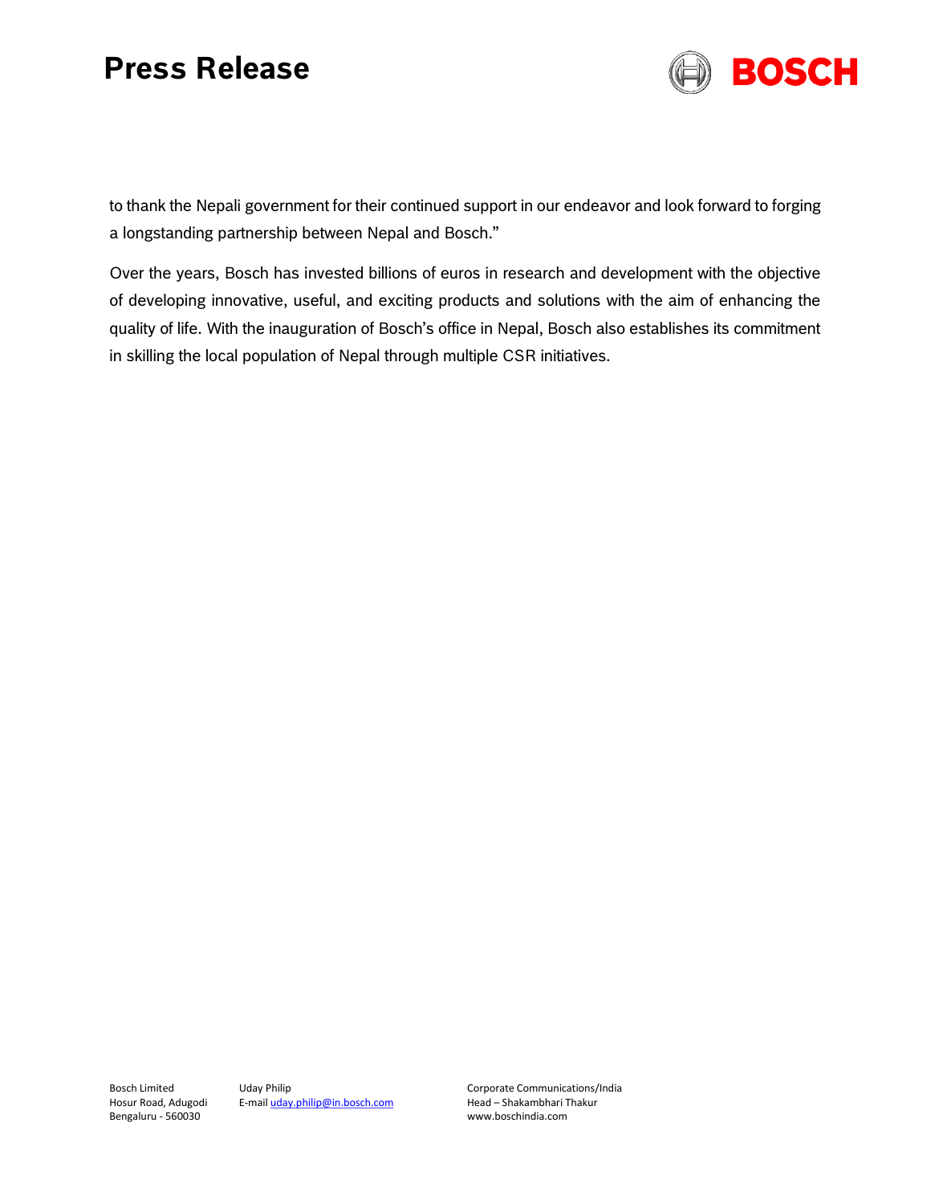to thank the Nepali government for their continued support in our endeavor and look forward to forging a longstanding partnership between Nepal and Bosch."

Over the years, Bosch has invested billions of euros in research and development with the objective of developing innovative, useful, and exciting products and solutions with the aim of enhancing the quality of life. With the inauguration of Bosch's office in Nepal, Bosch also establishes its commitment in skilling the local population of Nepal through multiple CSR initiatives.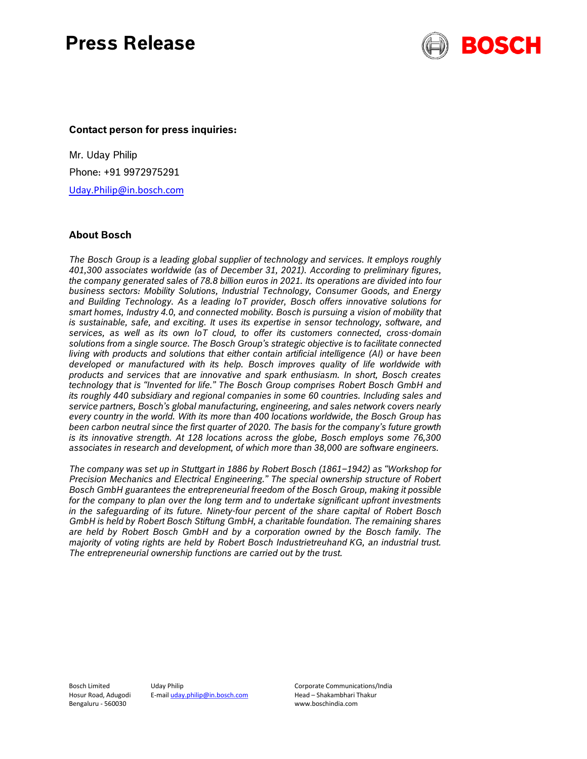**Contact person for press inquiries:**

Mr. Uday Philip

Phone: +91 9972975291

Uday.Philip@in.bosch.com

**About Bosch**

*The Bosch Group is a leading global supplier of technology and services. It employs roughly 401,300 associates worldwide (as of December 31, 2021). According to preliminary figures, the company generated sales of 78.8 billion euros in 2021. Its operations are divided into four business sectors: Mobility Solutions, Industrial Technology, Consumer Goods, and Energy and Building Technology. As a leading IoT provider, Bosch offers innovative solutions for smart homes, Industry 4.0, and connected mobility. Bosch is pursuing a vision of mobility that is sustainable, safe, and exciting. It uses its expertise in sensor technology, software, and services, as well as its own IoT cloud, to offer its customers connected, cross-domain solutions from a single source. The Bosch Group's strategic objective is to facilitate connected living with products and solutions that either contain artificial intelligence (AI) or have been developed or manufactured with its help. Bosch improves quality of life worldwide with products and services that are innovative and spark enthusiasm. In short, Bosch creates technology that is "Invented for life." The Bosch Group comprises Robert Bosch GmbH and its roughly 440 subsidiary and regional companies in some 60 countries. Including sales and service partners, Bosch's global manufacturing, engineering, and sales network covers nearly every country in the world. With its more than 400 locations worldwide, the Bosch Group has been carbon neutral since the first quarter of 2020. The basis for the company's future growth is its innovative strength. At 128 locations across the globe, Bosch employs some 76,300 associates in research and development, of which more than 38,000 are software engineers.*

*The company was set up in Stuttgart in 1886 by Robert Bosch (1861–1942) as "Workshop for Precision Mechanics and Electrical Engineering." The special ownership structure of Robert Bosch GmbH guarantees the entrepreneurial freedom of the Bosch Group, making it possible for the company to plan over the long term and to undertake significant upfront investments in the safeguarding of its future. Ninety-four percent of the share capital of Robert Bosch GmbH is held by Robert Bosch Stiftung GmbH, a charitable foundation. The remaining shares are held by Robert Bosch GmbH and by a corporation owned by the Bosch family. The majority of voting rights are held by Robert Bosch Industrietreuhand KG, an industrial trust. The entrepreneurial ownership functions are carried out by the trust.*